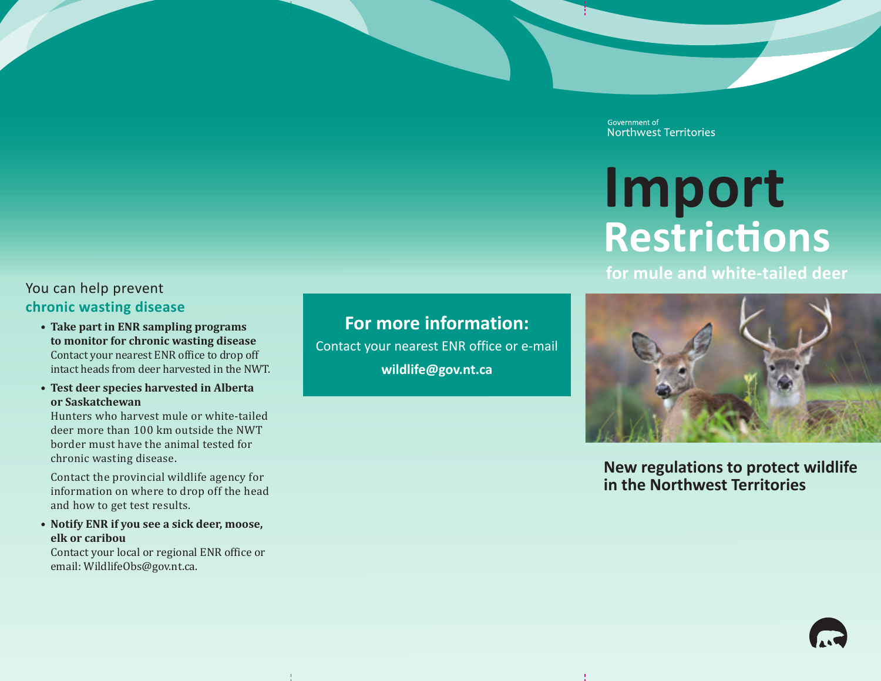## You can help prevent chronic wasting disease

- **Take part in ENR sampling programs to monitor for chronic wasting disease**
  Contact your nearest ENR office to drop off intact heads from deer harvested in the NWT.
- **Test deer species harvested in Alberta or Saskatchewan**
  Hunters who harvest mule or white-tailed deer more than 100 km outside the NWT border must have the animal tested for chronic wasting disease.

  Contact the provincial wildlife agency for information on where to drop off the head and how to get test results.
- **Notify ENR if you see a sick deer, moose, elk or caribou**
  Contact your local or regional ENR office or email: WildlifeObs@gov.nt.ca.

## For more information:

Contact your nearest ENR office or e-mail

**wildlife@gov.nt.ca**

Government of Northwest Territories

# Import Restrictions

## for mule and white-tailed deer

**New regulations to protect wildlife in the Northwest Territories**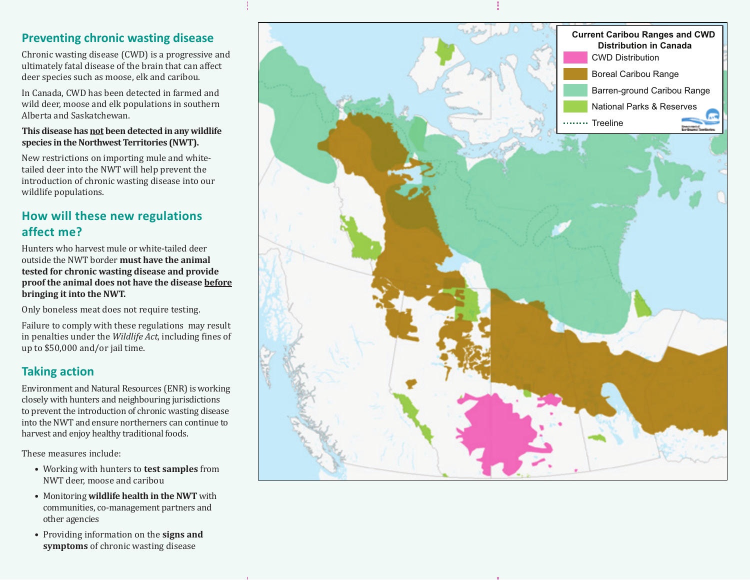## Preventing chronic wasting disease

Chronic wasting disease (CWD) is a progressive and ultimately fatal disease of the brain that can affect deer species such as moose, elk and caribou.

In Canada, CWD has been detected in farmed and wild deer, moose and elk populations in southern Alberta and Saskatchewan.

**This disease has not been detected in any wildlife species in the Northwest Territories (NWT).**

New restrictions on importing mule and white-tailed deer into the NWT will help prevent the introduction of chronic wasting disease into our wildlife populations.

## How will these new regulations affect me?

Hunters who harvest mule or white-tailed deer outside the NWT border **must have the animal tested for chronic wasting disease and provide proof the animal does not have the disease before bringing it into the NWT.**

Only boneless meat does not require testing.

Failure to comply with these regulations may result in penalties under the *Wildlife Act*, including fines of up to $50,000 and/or jail time.

## Taking action

Environment and Natural Resources (ENR) is working closely with hunters and neighbouring jurisdictions to prevent the introduction of chronic wasting disease into the NWT and ensure northerners can continue to harvest and enjoy healthy traditional foods.

These measures include:

- Working with hunters to **test samples** from NWT deer, moose and caribou
- Monitoring **wildlife health in the NWT** with communities, co-management partners and other agencies
- Providing information on the **signs and symptoms** of chronic wasting disease

Current Caribou Ranges and CWD Distribution in Canada

CWD Distribution

Boreal Caribou Range

Barren-ground Caribou Range

National Parks & Reserves

Treeline